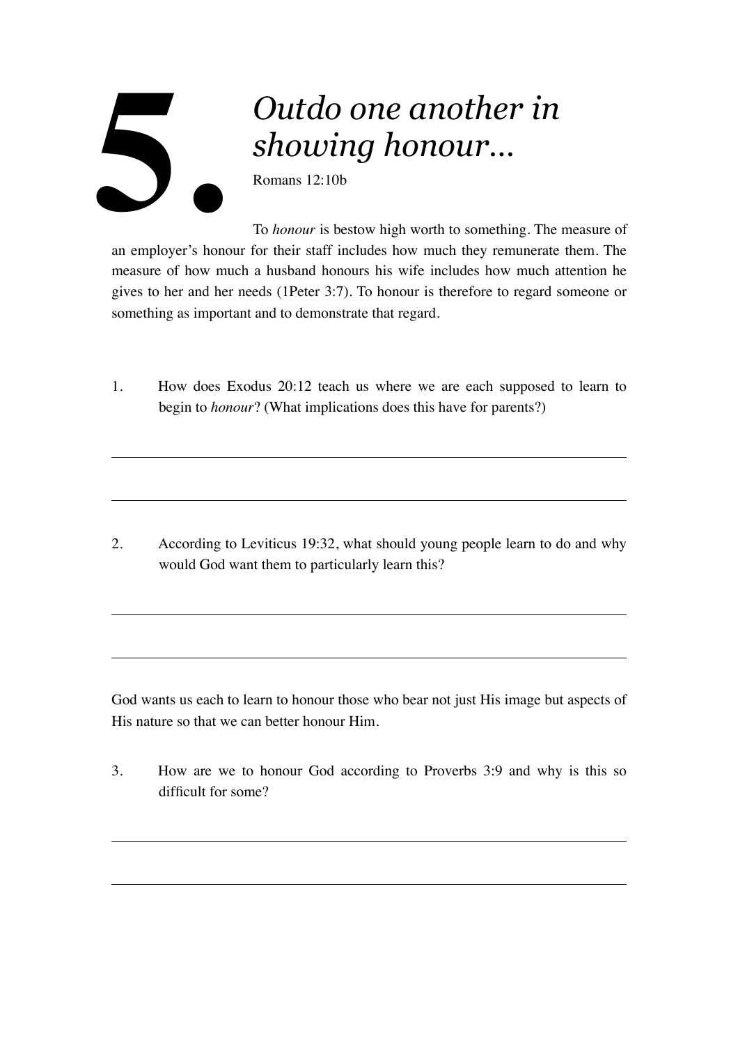# 5. *Outdo one another in showing honour…*

Romans 12:10b

To *honour* is bestow high worth to something. The measure of an employer's honour for their staff includes how much they remunerate them. The measure of how much a husband honours his wife includes how much attention he gives to her and her needs (1Peter 3:7). To honour is therefore to regard someone or something as important and to demonstrate that regard.

1. How does Exodus 20:12 teach us where we are each supposed to learn to begin to *honour*? (What implications does this have for parents?)

---

---

2. According to Leviticus 19:32, what should young people learn to do and why would God want them to particularly learn this?

---

---

God wants us each to learn to honour those who bear not just His image but aspects of His nature so that we can better honour Him.

3. How are we to honour God according to Proverbs 3:9 and why is this so difficult for some?

---

---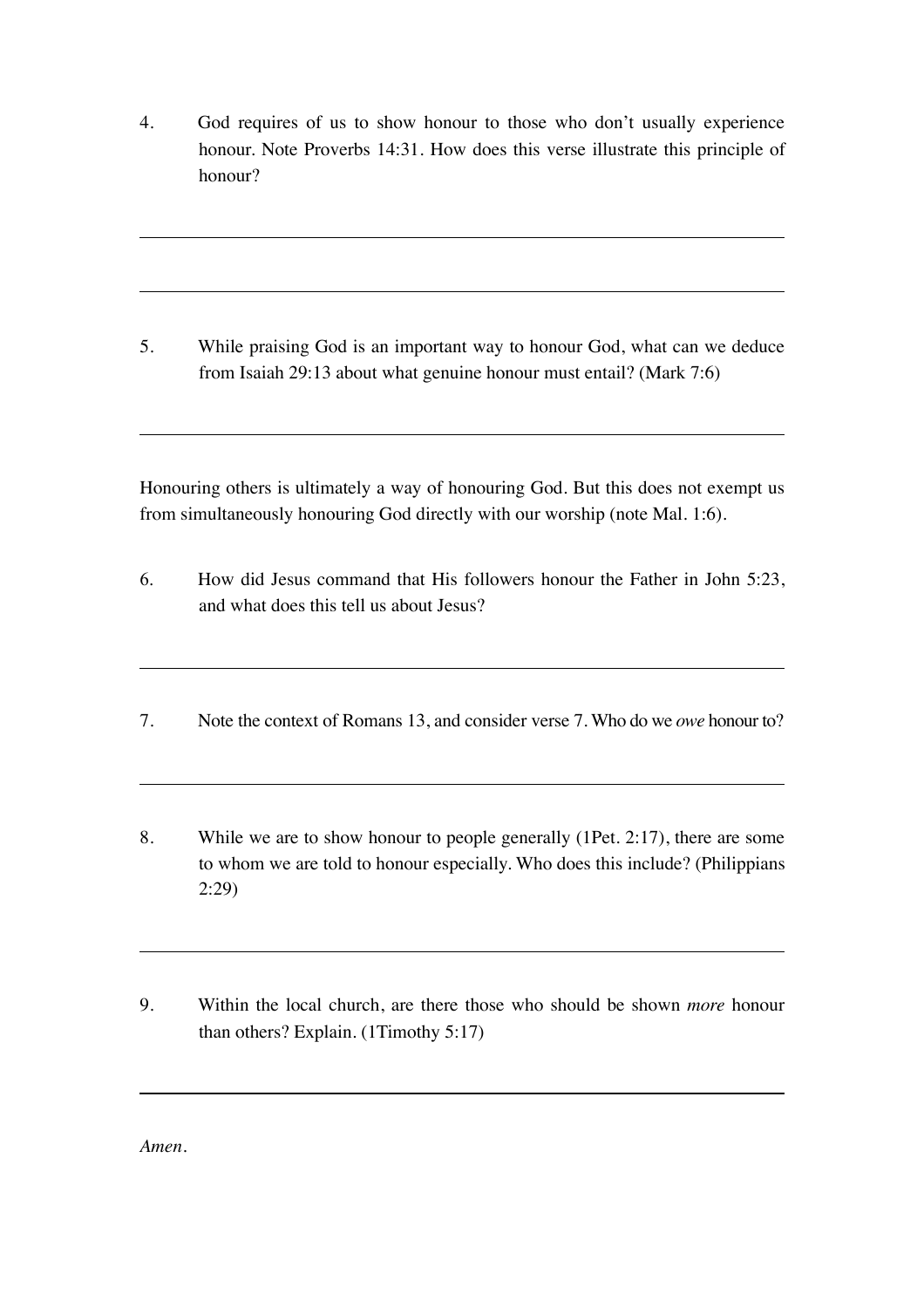4. God requires of us to show honour to those who don't usually experience honour. Note Proverbs 14:31. How does this verse illustrate this principle of honour?

---

---

5. While praising God is an important way to honour God, what can we deduce from Isaiah 29:13 about what genuine honour must entail? (Mark 7:6)

---

Honouring others is ultimately a way of honouring God. But this does not exempt us from simultaneously honouring God directly with our worship (note Mal. 1:6).

6. How did Jesus command that His followers honour the Father in John 5:23, and what does this tell us about Jesus?

---

7. Note the context of Romans 13, and consider verse 7. Who do we *owe* honour to?

---

8. While we are to show honour to people generally (1Pet. 2:17), there are some to whom we are told to honour especially. Who does this include? (Philippians 2:29)

---

9. Within the local church, are there those who should be shown *more* honour than others? Explain. (1Timothy 5:17)

---

*Amen.*